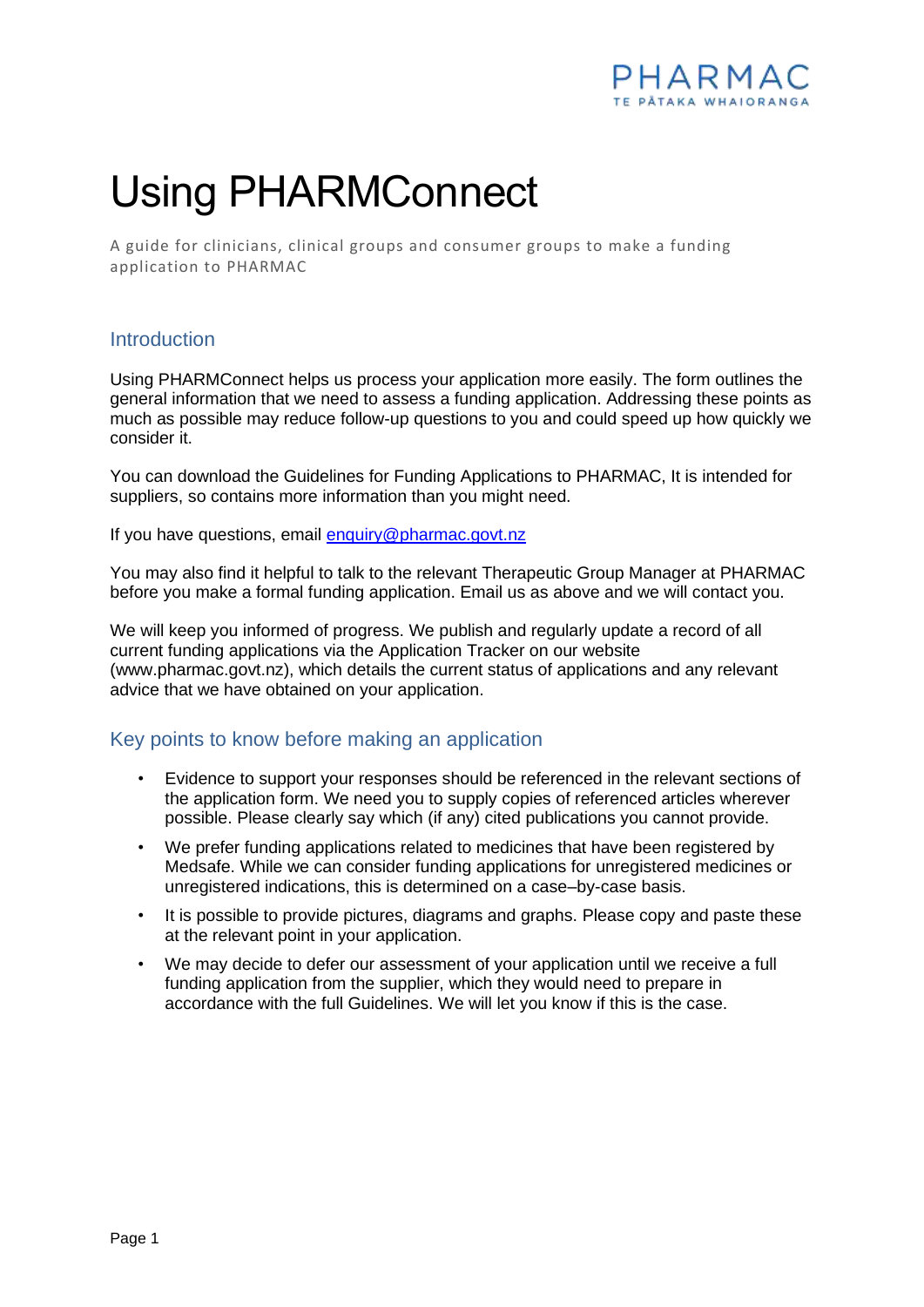PHARMAC
TE PĀTAKA WHAIORANGA

# Using PHARMConnect

A guide for clinicians, clinical groups and consumer groups to make a funding application to PHARMAC

## Introduction

Using PHARMConnect helps us process your application more easily. The form outlines the general information that we need to assess a funding application. Addressing these points as much as possible may reduce follow-up questions to you and could speed up how quickly we consider it.

You can download the Guidelines for Funding Applications to PHARMAC, It is intended for suppliers, so contains more information than you might need.

If you have questions, email enquiry@pharmac.govt.nz

You may also find it helpful to talk to the relevant Therapeutic Group Manager at PHARMAC before you make a formal funding application. Email us as above and we will contact you.

We will keep you informed of progress. We publish and regularly update a record of all current funding applications via the Application Tracker on our website (www.pharmac.govt.nz), which details the current status of applications and any relevant advice that we have obtained on your application.

## Key points to know before making an application

- Evidence to support your responses should be referenced in the relevant sections of the application form. We need you to supply copies of referenced articles wherever possible. Please clearly say which (if any) cited publications you cannot provide.
- We prefer funding applications related to medicines that have been registered by Medsafe. While we can consider funding applications for unregistered medicines or unregistered indications, this is determined on a case–by-case basis.
- It is possible to provide pictures, diagrams and graphs. Please copy and paste these at the relevant point in your application.
- We may decide to defer our assessment of your application until we receive a full funding application from the supplier, which they would need to prepare in accordance with the full Guidelines. We will let you know if this is the case.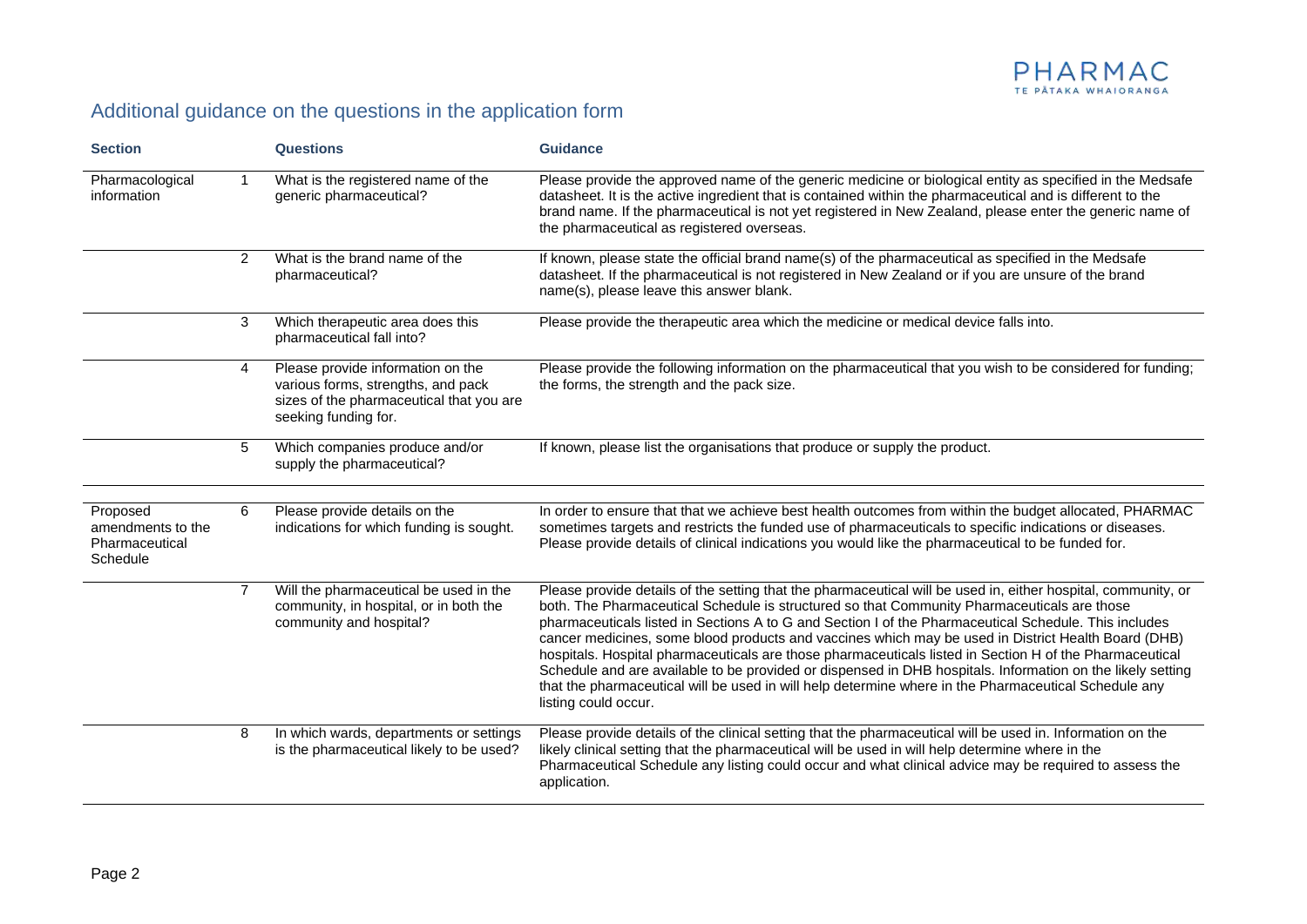## Additional guidance on the questions in the application form

| Section | | Questions | Guidance |
|---|---|---|---|
| Pharmacological information | 1 | What is the registered name of the generic pharmaceutical? | Please provide the approved name of the generic medicine or biological entity as specified in the Medsafe datasheet. It is the active ingredient that is contained within the pharmaceutical and is different to the brand name. If the pharmaceutical is not yet registered in New Zealand, please enter the generic name of the pharmaceutical as registered overseas. |
| | 2 | What is the brand name of the pharmaceutical? | If known, please state the official brand name(s) of the pharmaceutical as specified in the Medsafe datasheet. If the pharmaceutical is not registered in New Zealand or if you are unsure of the brand name(s), please leave this answer blank. |
| | 3 | Which therapeutic area does this pharmaceutical fall into? | Please provide the therapeutic area which the medicine or medical device falls into. |
| | 4 | Please provide information on the various forms, strengths, and pack sizes of the pharmaceutical that you are seeking funding for. | Please provide the following information on the pharmaceutical that you wish to be considered for funding; the forms, the strength and the pack size. |
| | 5 | Which companies produce and/or supply the pharmaceutical? | If known, please list the organisations that produce or supply the product. |
| Proposed amendments to the Pharmaceutical Schedule | 6 | Please provide details on the indications for which funding is sought. | In order to ensure that that we achieve best health outcomes from within the budget allocated, PHARMAC sometimes targets and restricts the funded use of pharmaceuticals to specific indications or diseases. Please provide details of clinical indications you would like the pharmaceutical to be funded for. |
| | 7 | Will the pharmaceutical be used in the community, in hospital, or in both the community and hospital? | Please provide details of the setting that the pharmaceutical will be used in, either hospital, community, or both. The Pharmaceutical Schedule is structured so that Community Pharmaceuticals are those pharmaceuticals listed in Sections A to G and Section I of the Pharmaceutical Schedule. This includes cancer medicines, some blood products and vaccines which may be used in District Health Board (DHB) hospitals. Hospital pharmaceuticals are those pharmaceuticals listed in Section H of the Pharmaceutical Schedule and are available to be provided or dispensed in DHB hospitals. Information on the likely setting that the pharmaceutical will be used in will help determine where in the Pharmaceutical Schedule any listing could occur. |
| | 8 | In which wards, departments or settings is the pharmaceutical likely to be used? | Please provide details of the clinical setting that the pharmaceutical will be used in. Information on the likely clinical setting that the pharmaceutical will be used in will help determine where in the Pharmaceutical Schedule any listing could occur and what clinical advice may be required to assess the application. |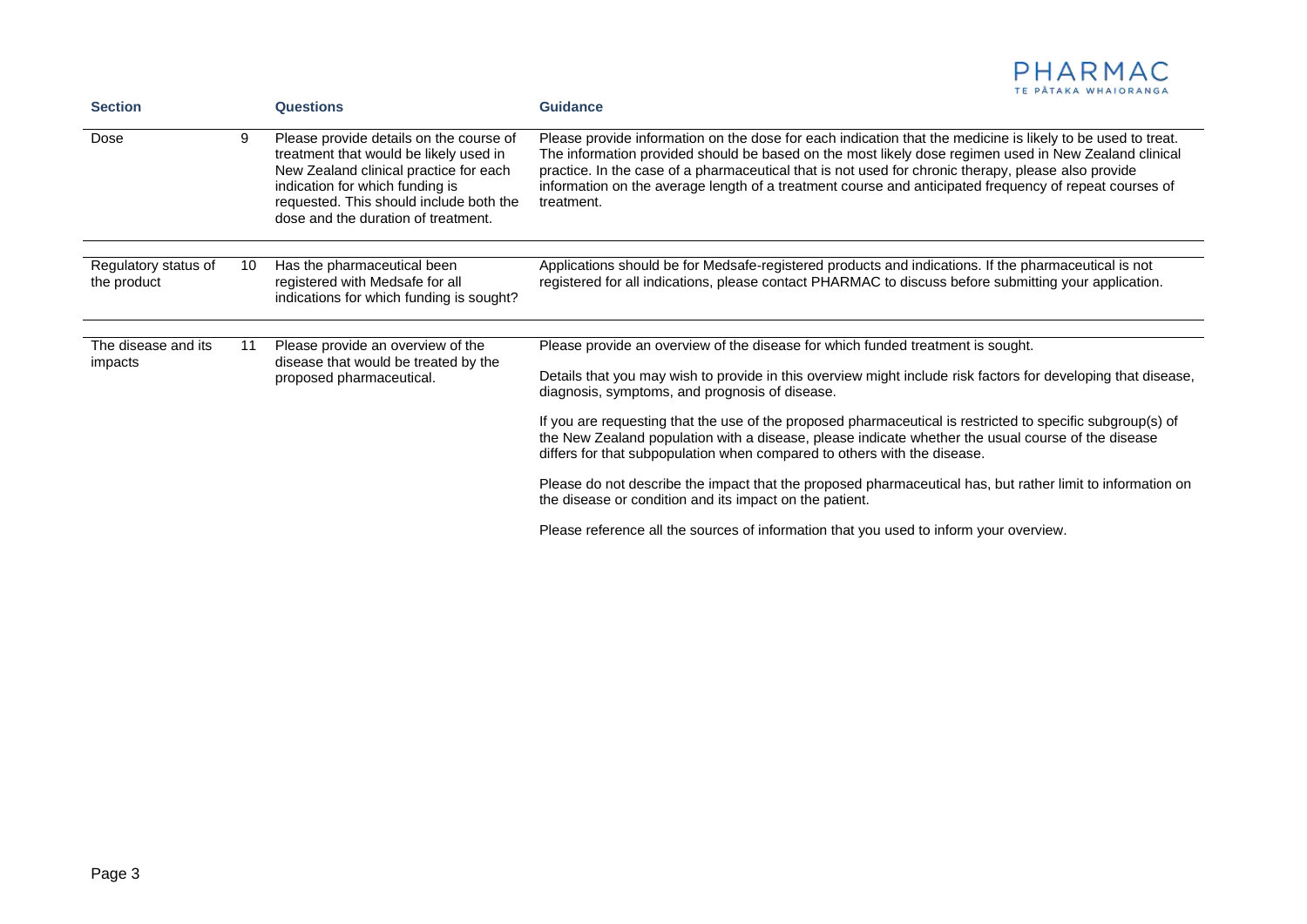| Section | | Questions | Guidance |
|---|---|---|---|
| Dose | 9 | Please provide details on the course of treatment that would be likely used in New Zealand clinical practice for each indication for which funding is requested. This should include both the dose and the duration of treatment. | Please provide information on the dose for each indication that the medicine is likely to be used to treat. The information provided should be based on the most likely dose regimen used in New Zealand clinical practice. In the case of a pharmaceutical that is not used for chronic therapy, please also provide information on the average length of a treatment course and anticipated frequency of repeat courses of treatment. |
| Regulatory status of the product | 10 | Has the pharmaceutical been registered with Medsafe for all indications for which funding is sought? | Applications should be for Medsafe-registered products and indications. If the pharmaceutical is not registered for all indications, please contact PHARMAC to discuss before submitting your application. |
| The disease and its impacts | 11 | Please provide an overview of the disease that would be treated by the proposed pharmaceutical. | Please provide an overview of the disease for which funded treatment is sought.<br><br>Details that you may wish to provide in this overview might include risk factors for developing that disease, diagnosis, symptoms, and prognosis of disease.<br><br>If you are requesting that the use of the proposed pharmaceutical is restricted to specific subgroup(s) of the New Zealand population with a disease, please indicate whether the usual course of the disease differs for that subpopulation when compared to others with the disease.<br><br>Please do not describe the impact that the proposed pharmaceutical has, but rather limit to information on the disease or condition and its impact on the patient.<br><br>Please reference all the sources of information that you used to inform your overview. |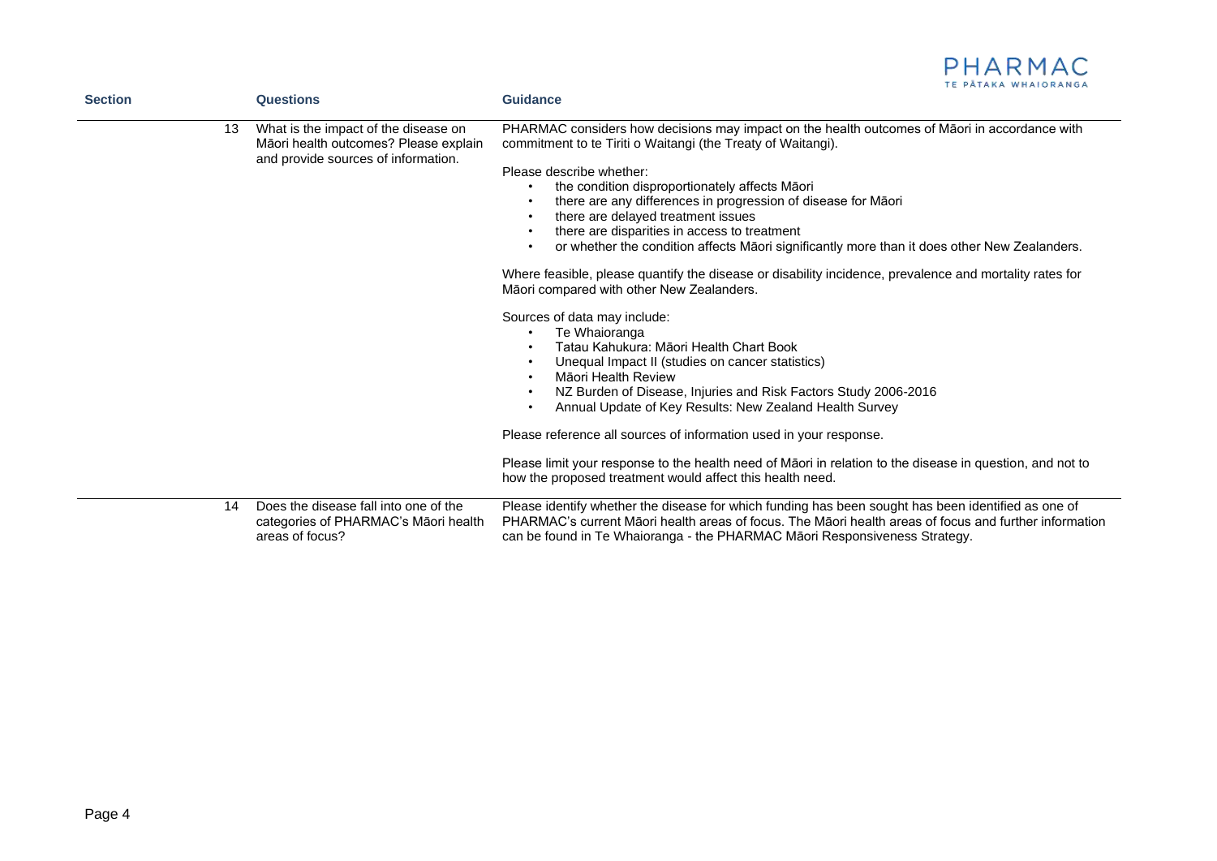| Section | | Questions | Guidance |
|---|---|---|---|
| | 13 | What is the impact of the disease on Māori health outcomes? Please explain and provide sources of information. | PHARMAC considers how decisions may impact on the health outcomes of Māori in accordance with commitment to te Tiriti o Waitangi (the Treaty of Waitangi).<br><br>Please describe whether:<br>• the condition disproportionately affects Māori<br>• there are any differences in progression of disease for Māori<br>• there are delayed treatment issues<br>• there are disparities in access to treatment<br>• or whether the condition affects Māori significantly more than it does other New Zealanders.<br><br>Where feasible, please quantify the disease or disability incidence, prevalence and mortality rates for Māori compared with other New Zealanders.<br><br>Sources of data may include:<br>• Te Whaioranga<br>• Tatau Kahukura: Māori Health Chart Book<br>• Unequal Impact II (studies on cancer statistics)<br>• Māori Health Review<br>• NZ Burden of Disease, Injuries and Risk Factors Study 2006-2016<br>• Annual Update of Key Results: New Zealand Health Survey<br><br>Please reference all sources of information used in your response.<br><br>Please limit your response to the health need of Māori in relation to the disease in question, and not to how the proposed treatment would affect this health need. |
| | 14 | Does the disease fall into one of the categories of PHARMAC's Māori health areas of focus? | Please identify whether the disease for which funding has been sought has been identified as one of PHARMAC's current Māori health areas of focus. The Māori health areas of focus and further information can be found in Te Whaioranga - the PHARMAC Māori Responsiveness Strategy. |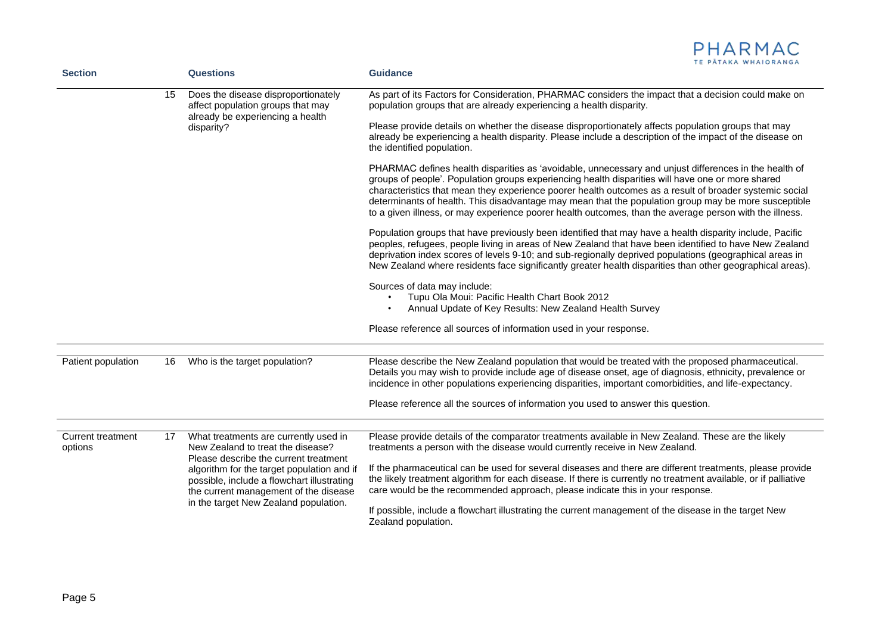| Section | | Questions | Guidance |
| --- | --- | --- | --- |
| | 15 | Does the disease disproportionately affect population groups that may already be experiencing a health disparity? | As part of its Factors for Consideration, PHARMAC considers the impact that a decision could make on population groups that are already experiencing a health disparity.<br><br>Please provide details on whether the disease disproportionately affects population groups that may already be experiencing a health disparity. Please include a description of the impact of the disease on the identified population.<br><br>PHARMAC defines health disparities as 'avoidable, unnecessary and unjust differences in the health of groups of people'. Population groups experiencing health disparities will have one or more shared characteristics that mean they experience poorer health outcomes as a result of broader systemic social determinants of health. This disadvantage may mean that the population group may be more susceptible to a given illness, or may experience poorer health outcomes, than the average person with the illness.<br><br>Population groups that have previously been identified that may have a health disparity include, Pacific peoples, refugees, people living in areas of New Zealand that have been identified to have New Zealand deprivation index scores of levels 9-10; and sub-regionally deprived populations (geographical areas in New Zealand where residents face significantly greater health disparities than other geographical areas).<br><br>Sources of data may include:<br>• Tupu Ola Moui: Pacific Health Chart Book 2012<br>• Annual Update of Key Results: New Zealand Health Survey<br><br>Please reference all sources of information used in your response. |
| Patient population | 16 | Who is the target population? | Please describe the New Zealand population that would be treated with the proposed pharmaceutical. Details you may wish to provide include age of disease onset, age of diagnosis, ethnicity, prevalence or incidence in other populations experiencing disparities, important comorbidities, and life-expectancy.<br><br>Please reference all the sources of information you used to answer this question. |
| Current treatment options | 17 | What treatments are currently used in New Zealand to treat the disease? Please describe the current treatment algorithm for the target population and if possible, include a flowchart illustrating the current management of the disease in the target New Zealand population. | Please provide details of the comparator treatments available in New Zealand. These are the likely treatments a person with the disease would currently receive in New Zealand.<br><br>If the pharmaceutical can be used for several diseases and there are different treatments, please provide the likely treatment algorithm for each disease. If there is currently no treatment available, or if palliative care would be the recommended approach, please indicate this in your response.<br><br>If possible, include a flowchart illustrating the current management of the disease in the target New Zealand population. |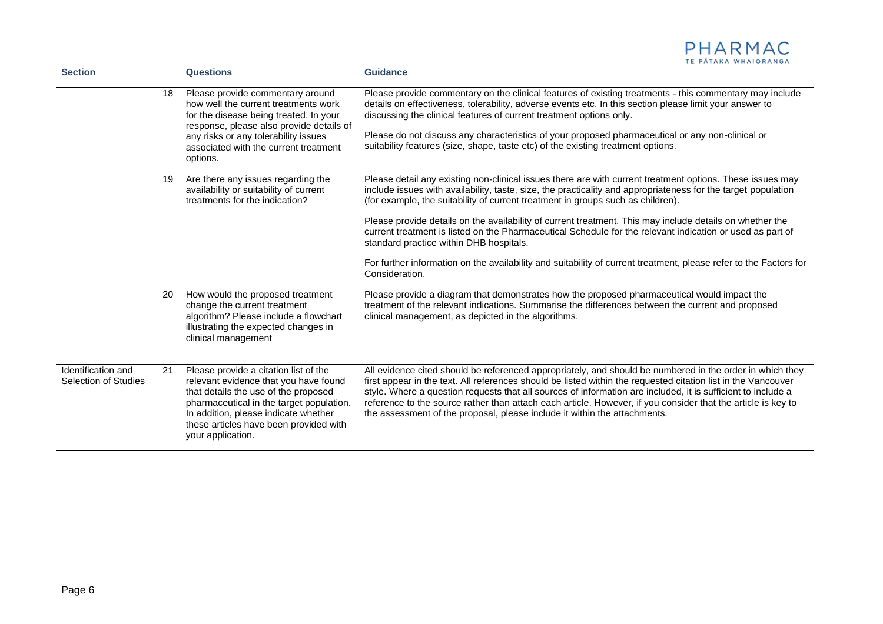| Section | | Questions | Guidance |
|---|---|---|---|
| | 18 | Please provide commentary around how well the current treatments work for the disease being treated. In your response, please also provide details of any risks or any tolerability issues associated with the current treatment options. | Please provide commentary on the clinical features of existing treatments - this commentary may include details on effectiveness, tolerability, adverse events etc. In this section please limit your answer to discussing the clinical features of current treatment options only.<br><br>Please do not discuss any characteristics of your proposed pharmaceutical or any non-clinical or suitability features (size, shape, taste etc) of the existing treatment options. |
| | 19 | Are there any issues regarding the availability or suitability of current treatments for the indication? | Please detail any existing non-clinical issues there are with current treatment options. These issues may include issues with availability, taste, size, the practicality and appropriateness for the target population (for example, the suitability of current treatment in groups such as children).<br><br>Please provide details on the availability of current treatment. This may include details on whether the current treatment is listed on the Pharmaceutical Schedule for the relevant indication or used as part of standard practice within DHB hospitals.<br><br>For further information on the availability and suitability of current treatment, please refer to the Factors for Consideration. |
| | 20 | How would the proposed treatment change the current treatment algorithm? Please include a flowchart illustrating the expected changes in clinical management | Please provide a diagram that demonstrates how the proposed pharmaceutical would impact the treatment of the relevant indications. Summarise the differences between the current and proposed clinical management, as depicted in the algorithms. |
| Identification and Selection of Studies | 21 | Please provide a citation list of the relevant evidence that you have found that details the use of the proposed pharmaceutical in the target population. In addition, please indicate whether these articles have been provided with your application. | All evidence cited should be referenced appropriately, and should be numbered in the order in which they first appear in the text. All references should be listed within the requested citation list in the Vancouver style. Where a question requests that all sources of information are included, it is sufficient to include a reference to the source rather than attach each article. However, if you consider that the article is key to the assessment of the proposal, please include it within the attachments. |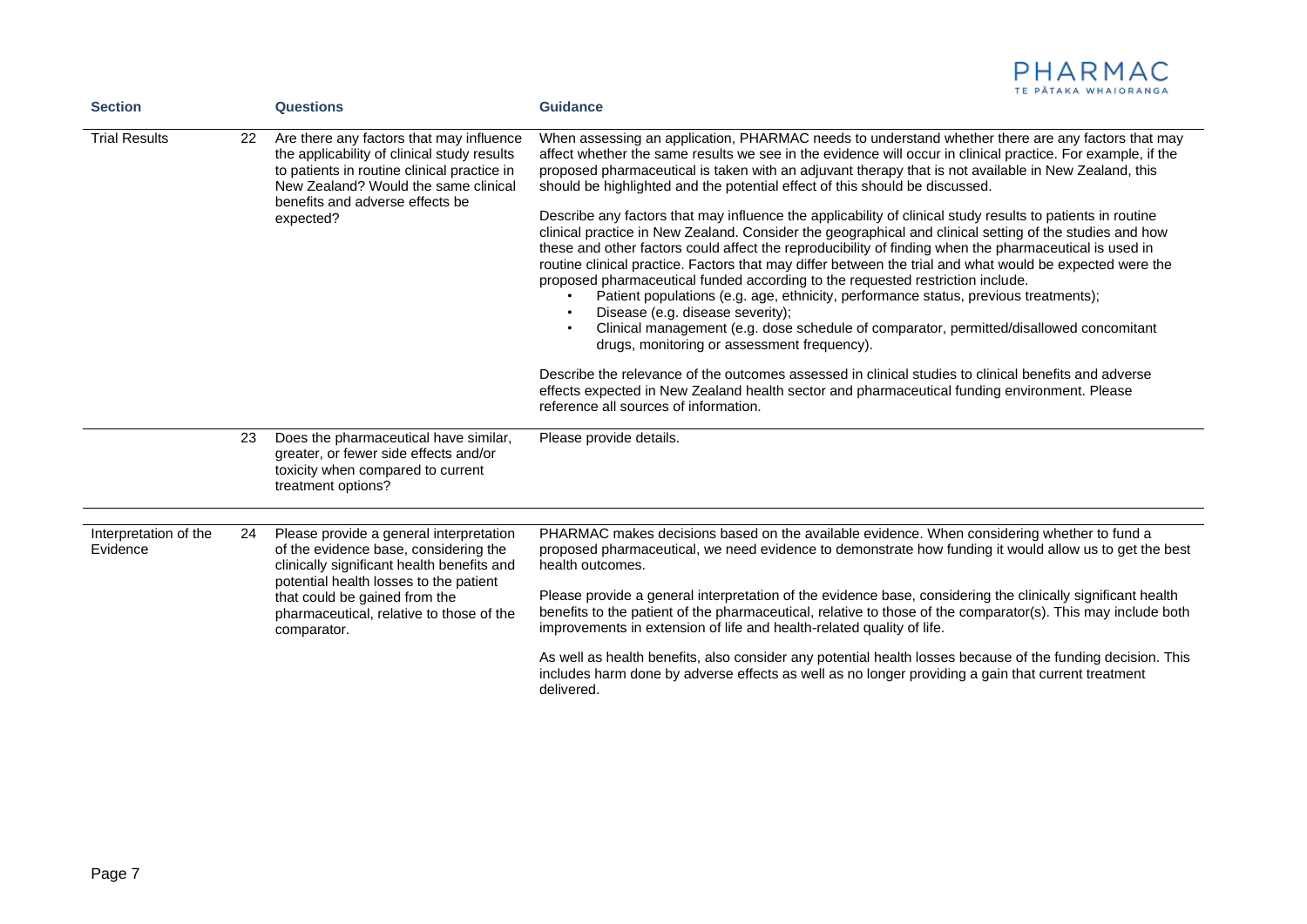| Section | | Questions | Guidance |
|---|---|---|---|
| Trial Results | 22 | Are there any factors that may influence the applicability of clinical study results to patients in routine clinical practice in New Zealand? Would the same clinical benefits and adverse effects be expected? | When assessing an application, PHARMAC needs to understand whether there are any factors that may affect whether the same results we see in the evidence will occur in clinical practice. For example, if the proposed pharmaceutical is taken with an adjuvant therapy that is not available in New Zealand, this should be highlighted and the potential effect of this should be discussed.<br><br>Describe any factors that may influence the applicability of clinical study results to patients in routine clinical practice in New Zealand. Consider the geographical and clinical setting of the studies and how these and other factors could affect the reproducibility of finding when the pharmaceutical is used in routine clinical practice. Factors that may differ between the trial and what would be expected were the proposed pharmaceutical funded according to the requested restriction include.<br>• Patient populations (e.g. age, ethnicity, performance status, previous treatments);<br>• Disease (e.g. disease severity);<br>• Clinical management (e.g. dose schedule of comparator, permitted/disallowed concomitant drugs, monitoring or assessment frequency).<br><br>Describe the relevance of the outcomes assessed in clinical studies to clinical benefits and adverse effects expected in New Zealand health sector and pharmaceutical funding environment. Please reference all sources of information. |
| | 23 | Does the pharmaceutical have similar, greater, or fewer side effects and/or toxicity when compared to current treatment options? | Please provide details. |
| Interpretation of the Evidence | 24 | Please provide a general interpretation of the evidence base, considering the clinically significant health benefits and potential health losses to the patient that could be gained from the pharmaceutical, relative to those of the comparator. | PHARMAC makes decisions based on the available evidence. When considering whether to fund a proposed pharmaceutical, we need evidence to demonstrate how funding it would allow us to get the best health outcomes.<br><br>Please provide a general interpretation of the evidence base, considering the clinically significant health benefits to the patient of the pharmaceutical, relative to those of the comparator(s). This may include both improvements in extension of life and health-related quality of life.<br><br>As well as health benefits, also consider any potential health losses because of the funding decision. This includes harm done by adverse effects as well as no longer providing a gain that current treatment delivered. |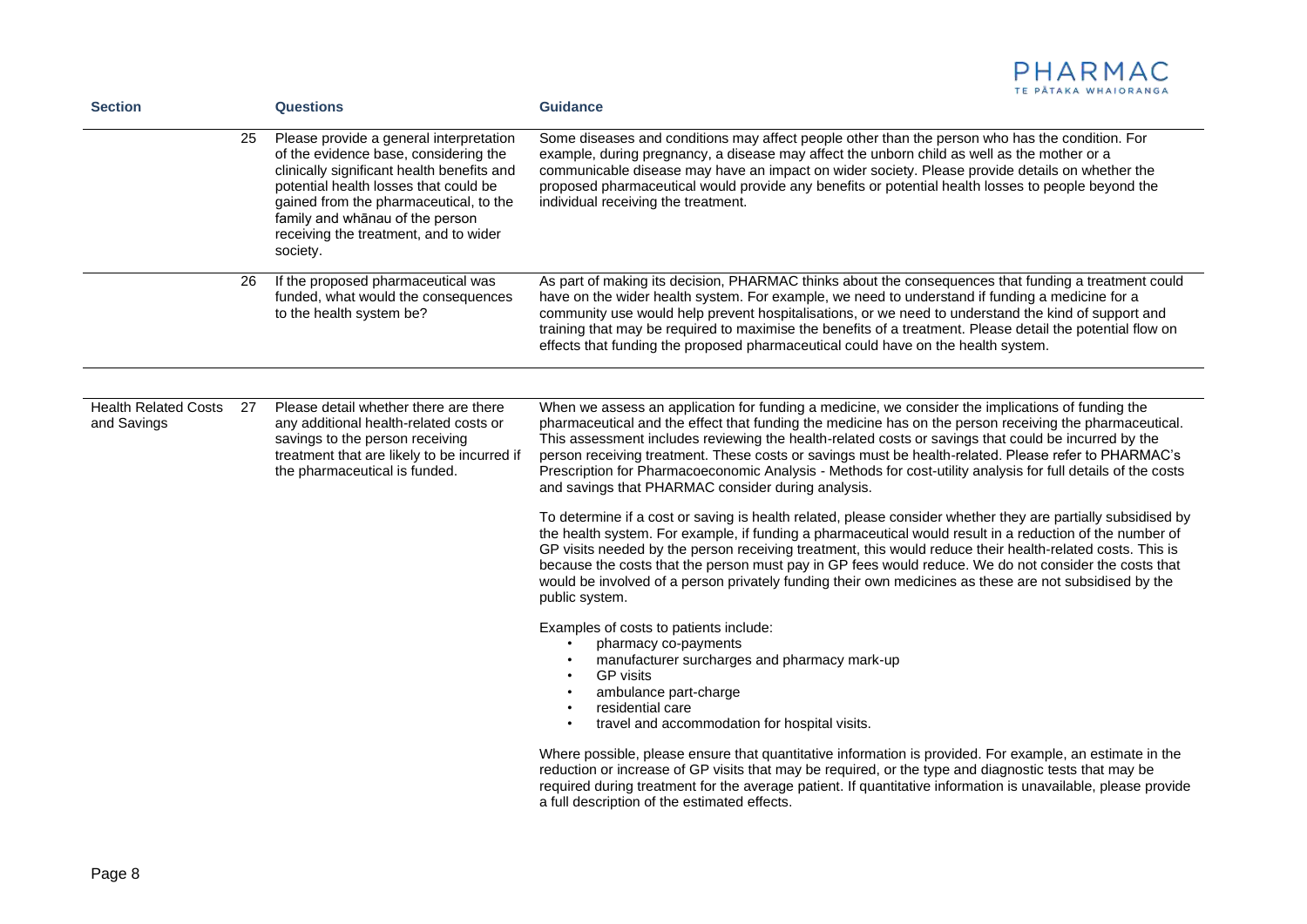| Section | | Questions | Guidance |
|---|---|---|---|
| | 25 | Please provide a general interpretation of the evidence base, considering the clinically significant health benefits and potential health losses that could be gained from the pharmaceutical, to the family and whānau of the person receiving the treatment, and to wider society. | Some diseases and conditions may affect people other than the person who has the condition. For example, during pregnancy, a disease may affect the unborn child as well as the mother or a communicable disease may have an impact on wider society. Please provide details on whether the proposed pharmaceutical would provide any benefits or potential health losses to people beyond the individual receiving the treatment. |
| | 26 | If the proposed pharmaceutical was funded, what would the consequences to the health system be? | As part of making its decision, PHARMAC thinks about the consequences that funding a treatment could have on the wider health system. For example, we need to understand if funding a medicine for a community use would help prevent hospitalisations, or we need to understand the kind of support and training that may be required to maximise the benefits of a treatment. Please detail the potential flow on effects that funding the proposed pharmaceutical could have on the health system. |
| Health Related Costs and Savings | 27 | Please detail whether there are there any additional health-related costs or savings to the person receiving treatment that are likely to be incurred if the pharmaceutical is funded. | When we assess an application for funding a medicine, we consider the implications of funding the pharmaceutical and the effect that funding the medicine has on the person receiving the pharmaceutical. This assessment includes reviewing the health-related costs or savings that could be incurred by the person receiving treatment. These costs or savings must be health-related. Please refer to PHARMAC's Prescription for Pharmacoeconomic Analysis - Methods for cost-utility analysis for full details of the costs and savings that PHARMAC consider during analysis.<br><br>To determine if a cost or saving is health related, please consider whether they are partially subsidised by the health system. For example, if funding a pharmaceutical would result in a reduction of the number of GP visits needed by the person receiving treatment, this would reduce their health-related costs. This is because the costs that the person must pay in GP fees would reduce. We do not consider the costs that would be involved of a person privately funding their own medicines as these are not subsidised by the public system.<br><br>Examples of costs to patients include:<br>• pharmacy co-payments<br>• manufacturer surcharges and pharmacy mark-up<br>• GP visits<br>• ambulance part-charge<br>• residential care<br>• travel and accommodation for hospital visits.<br><br>Where possible, please ensure that quantitative information is provided. For example, an estimate in the reduction or increase of GP visits that may be required, or the type and diagnostic tests that may be required during treatment for the average patient. If quantitative information is unavailable, please provide a full description of the estimated effects. |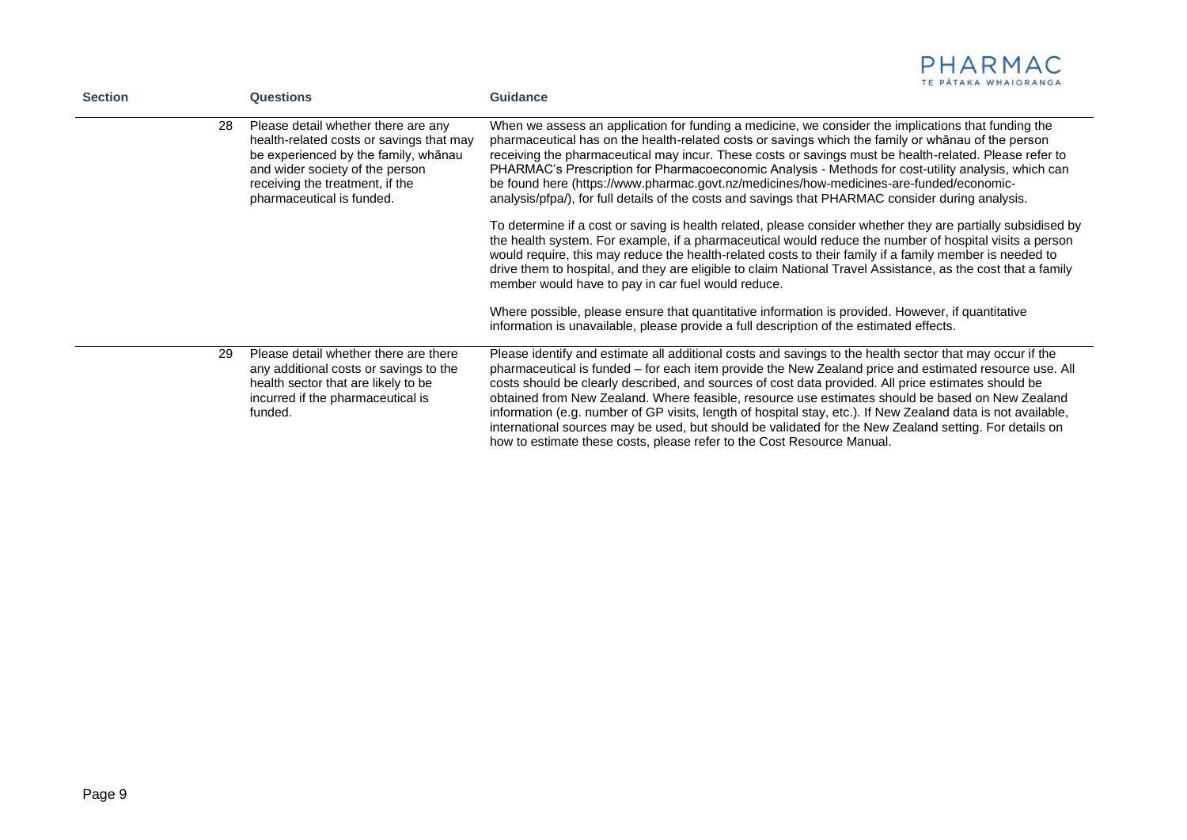| Section | | Questions | Guidance |
|---|---|---|---|
| | 28 | Please detail whether there are any health-related costs or savings that may be experienced by the family, whānau and wider society of the person receiving the treatment, if the pharmaceutical is funded. | When we assess an application for funding a medicine, we consider the implications that funding the pharmaceutical has on the health-related costs or savings which the family or whānau of the person receiving the pharmaceutical may incur. These costs or savings must be health-related. Please refer to PHARMAC's Prescription for Pharmacoeconomic Analysis - Methods for cost-utility analysis, which can be found here (https://www.pharmac.govt.nz/medicines/how-medicines-are-funded/economic-analysis/pfpa/), for full details of the costs and savings that PHARMAC consider during analysis.<br><br>To determine if a cost or saving is health related, please consider whether they are partially subsidised by the health system. For example, if a pharmaceutical would reduce the number of hospital visits a person would require, this may reduce the health-related costs to their family if a family member is needed to drive them to hospital, and they are eligible to claim National Travel Assistance, as the cost that a family member would have to pay in car fuel would reduce.<br><br>Where possible, please ensure that quantitative information is provided. However, if quantitative information is unavailable, please provide a full description of the estimated effects. |
| | 29 | Please detail whether there are there any additional costs or savings to the health sector that are likely to be incurred if the pharmaceutical is funded. | Please identify and estimate all additional costs and savings to the health sector that may occur if the pharmaceutical is funded – for each item provide the New Zealand price and estimated resource use. All costs should be clearly described, and sources of cost data provided. All price estimates should be obtained from New Zealand. Where feasible, resource use estimates should be based on New Zealand information (e.g. number of GP visits, length of hospital stay, etc.). If New Zealand data is not available, international sources may be used, but should be validated for the New Zealand setting. For details on how to estimate these costs, please refer to the Cost Resource Manual. |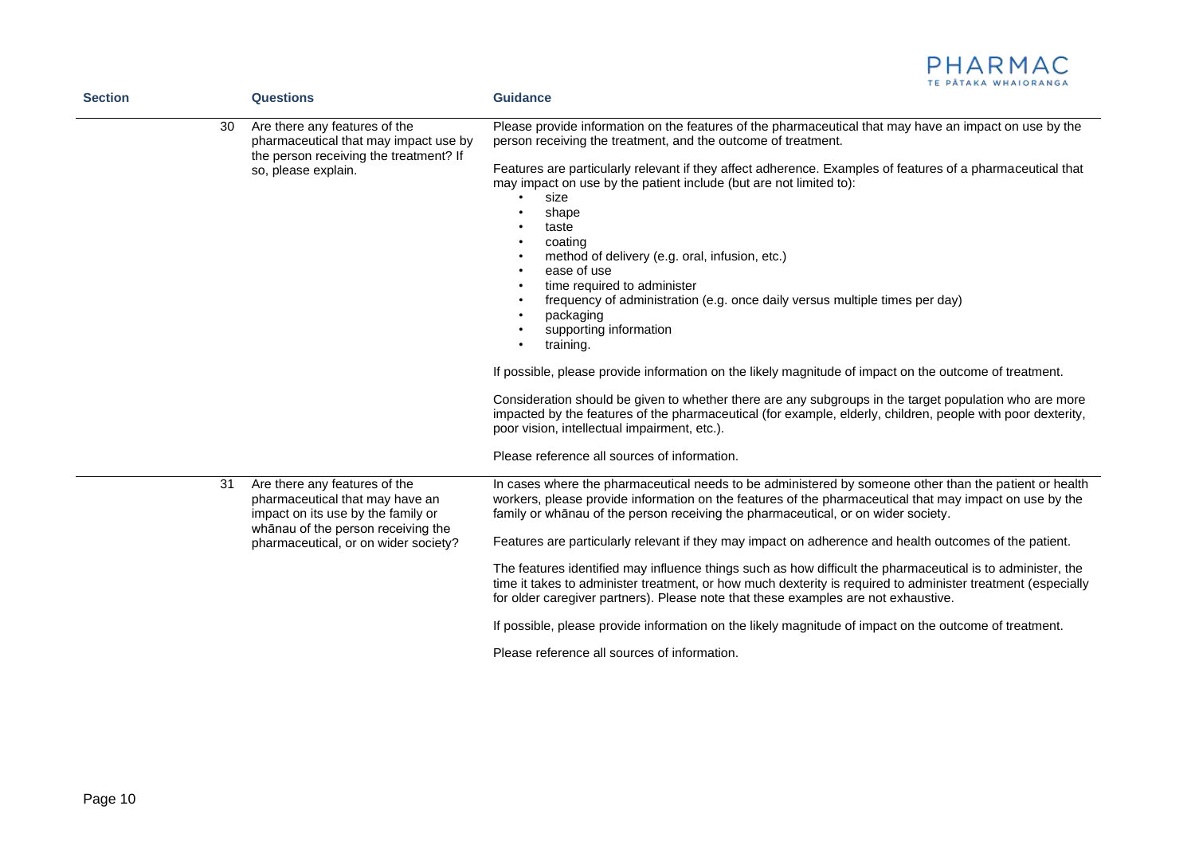| Section | Questions | Guidance |
|---|---|---|
| | 30 Are there any features of the pharmaceutical that may impact use by the person receiving the treatment? If so, please explain. | Please provide information on the features of the pharmaceutical that may have an impact on use by the person receiving the treatment, and the outcome of treatment.<br><br>Features are particularly relevant if they affect adherence. Examples of features of a pharmaceutical that may impact on use by the patient include (but are not limited to):<br>• size<br>• shape<br>• taste<br>• coating<br>• method of delivery (e.g. oral, infusion, etc.)<br>• ease of use<br>• time required to administer<br>• frequency of administration (e.g. once daily versus multiple times per day)<br>• packaging<br>• supporting information<br>• training.<br><br>If possible, please provide information on the likely magnitude of impact on the outcome of treatment.<br><br>Consideration should be given to whether there are any subgroups in the target population who are more impacted by the features of the pharmaceutical (for example, elderly, children, people with poor dexterity, poor vision, intellectual impairment, etc.).<br><br>Please reference all sources of information. |
| | 31 Are there any features of the pharmaceutical that may have an impact on its use by the family or whānau of the person receiving the pharmaceutical, or on wider society? | In cases where the pharmaceutical needs to be administered by someone other than the patient or health workers, please provide information on the features of the pharmaceutical that may impact on use by the family or whānau of the person receiving the pharmaceutical, or on wider society.<br><br>Features are particularly relevant if they may impact on adherence and health outcomes of the patient.<br><br>The features identified may influence things such as how difficult the pharmaceutical is to administer, the time it takes to administer treatment, or how much dexterity is required to administer treatment (especially for older caregiver partners). Please note that these examples are not exhaustive.<br><br>If possible, please provide information on the likely magnitude of impact on the outcome of treatment.<br><br>Please reference all sources of information. |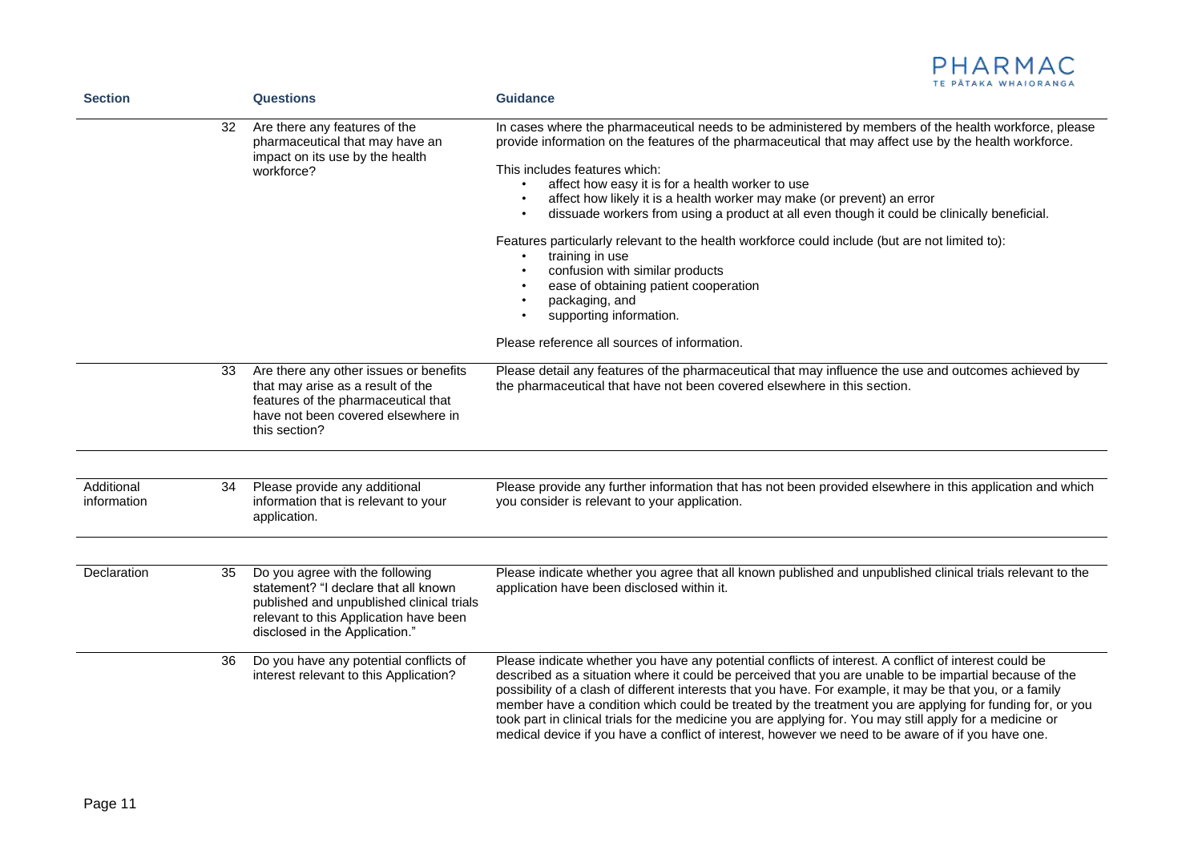| Section | | Questions | Guidance |
|---|---|---|---|
| | 32 | Are there any features of the pharmaceutical that may have an impact on its use by the health workforce? | In cases where the pharmaceutical needs to be administered by members of the health workforce, please provide information on the features of the pharmaceutical that may affect use by the health workforce.<br><br>This includes features which:<br>• affect how easy it is for a health worker to use<br>• affect how likely it is a health worker may make (or prevent) an error<br>• dissuade workers from using a product at all even though it could be clinically beneficial.<br><br>Features particularly relevant to the health workforce could include (but are not limited to):<br>• training in use<br>• confusion with similar products<br>• ease of obtaining patient cooperation<br>• packaging, and<br>• supporting information.<br><br>Please reference all sources of information. |
| | 33 | Are there any other issues or benefits that may arise as a result of the features of the pharmaceutical that have not been covered elsewhere in this section? | Please detail any features of the pharmaceutical that may influence the use and outcomes achieved by the pharmaceutical that have not been covered elsewhere in this section. |
| Additional information | 34 | Please provide any additional information that is relevant to your application. | Please provide any further information that has not been provided elsewhere in this application and which you consider is relevant to your application. |
| Declaration | 35 | Do you agree with the following statement? "I declare that all known published and unpublished clinical trials relevant to this Application have been disclosed in the Application." | Please indicate whether you agree that all known published and unpublished clinical trials relevant to the application have been disclosed within it. |
| | 36 | Do you have any potential conflicts of interest relevant to this Application? | Please indicate whether you have any potential conflicts of interest. A conflict of interest could be described as a situation where it could be perceived that you are unable to be impartial because of the possibility of a clash of different interests that you have. For example, it may be that you, or a family member have a condition which could be treated by the treatment you are applying for funding for, or you took part in clinical trials for the medicine you are applying for. You may still apply for a medicine or medical device if you have a conflict of interest, however we need to be aware of if you have one. |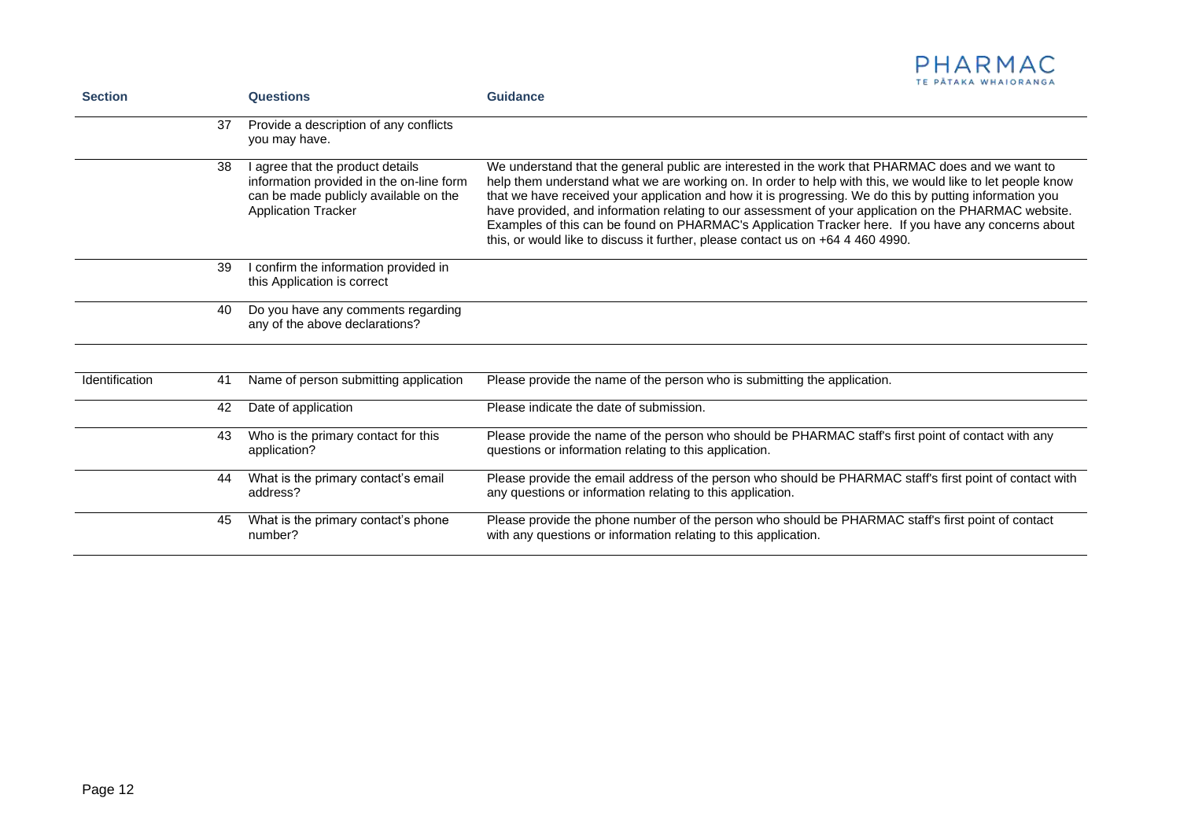| Section | | Questions | Guidance |
|---|---|---|---|
| | 37 | Provide a description of any conflicts you may have. | |
| | 38 | I agree that the product details information provided in the on-line form can be made publicly available on the Application Tracker | We understand that the general public are interested in the work that PHARMAC does and we want to help them understand what we are working on. In order to help with this, we would like to let people know that we have received your application and how it is progressing. We do this by putting information you have provided, and information relating to our assessment of your application on the PHARMAC website. Examples of this can be found on PHARMAC's Application Tracker here. If you have any concerns about this, or would like to discuss it further, please contact us on +64 4 460 4990. |
| | 39 | I confirm the information provided in this Application is correct | |
| | 40 | Do you have any comments regarding any of the above declarations? | |
| Identification | 41 | Name of person submitting application | Please provide the name of the person who is submitting the application. |
| | 42 | Date of application | Please indicate the date of submission. |
| | 43 | Who is the primary contact for this application? | Please provide the name of the person who should be PHARMAC staff's first point of contact with any questions or information relating to this application. |
| | 44 | What is the primary contact's email address? | Please provide the email address of the person who should be PHARMAC staff's first point of contact with any questions or information relating to this application. |
| | 45 | What is the primary contact's phone number? | Please provide the phone number of the person who should be PHARMAC staff's first point of contact with any questions or information relating to this application. |